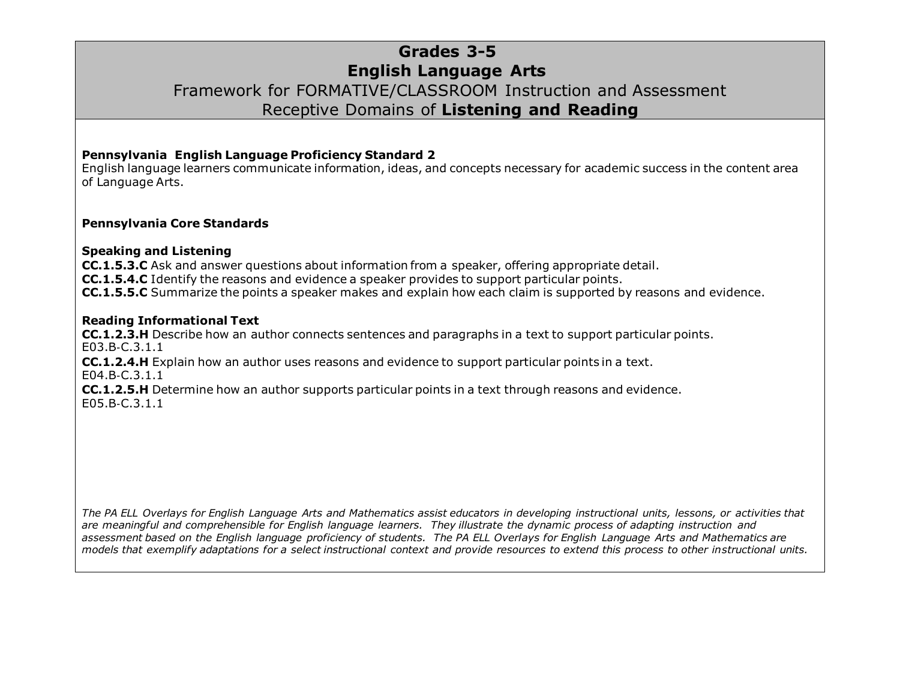# Grades 3-5
# English Language Arts
## Framework for FORMATIVE/CLASSROOM Instruction and Assessment
## Receptive Domains of **Listening and Reading**

**Pennsylvania English Language Proficiency Standard 2**
English language learners communicate information, ideas, and concepts necessary for academic success in the content area of Language Arts.

**Pennsylvania Core Standards**

**Speaking and Listening**
**CC.1.5.3.C** Ask and answer questions about information from a speaker, offering appropriate detail.
**CC.1.5.4.C** Identify the reasons and evidence a speaker provides to support particular points.
**CC.1.5.5.C** Summarize the points a speaker makes and explain how each claim is supported by reasons and evidence.

**Reading Informational Text**
**CC.1.2.3.H** Describe how an author connects sentences and paragraphs in a text to support particular points.
E03.B-C.3.1.1
**CC.1.2.4.H** Explain how an author uses reasons and evidence to support particular points in a text.
E04.B-C.3.1.1
**CC.1.2.5.H** Determine how an author supports particular points in a text through reasons and evidence.
E05.B-C.3.1.1

*The PA ELL Overlays for English Language Arts and Mathematics assist educators in developing instructional units, lessons, or activities that are meaningful and comprehensible for English language learners. They illustrate the dynamic process of adapting instruction and assessment based on the English language proficiency of students. The PA ELL Overlays for English Language Arts and Mathematics are models that exemplify adaptations for a select instructional context and provide resources to extend this process to other instructional units.*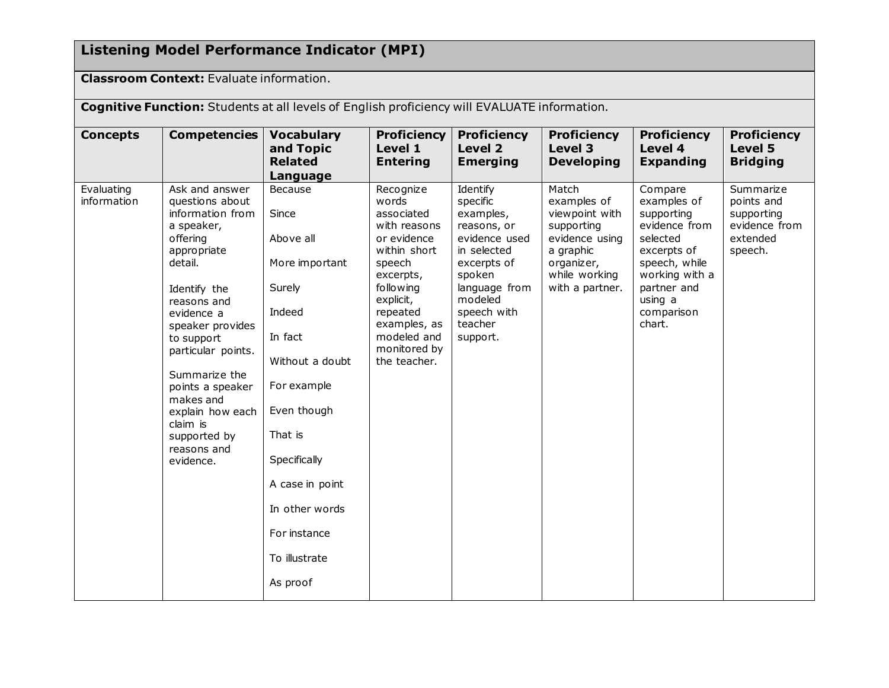## Listening Model Performance Indicator (MPI)

**Classroom Context:** Evaluate information.

**Cognitive Function:** Students at all levels of English proficiency will EVALUATE information.

| Concepts | Competencies | Vocabulary and Topic Related Language | Proficiency Level 1 Entering | Proficiency Level 2 Emerging | Proficiency Level 3 Developing | Proficiency Level 4 Expanding | Proficiency Level 5 Bridging |
|---|---|---|---|---|---|---|---|
| Evaluating information | Ask and answer questions about information from a speaker, offering appropriate detail.<br><br>Identify the reasons and evidence a speaker provides to support particular points.<br><br>Summarize the points a speaker makes and explain how each claim is supported by reasons and evidence. | Because<br><br>Since<br><br>Above all<br><br>More important<br><br>Surely<br><br>Indeed<br><br>In fact<br><br>Without a doubt<br><br>For example<br><br>Even though<br><br>That is<br><br>Specifically<br><br>A case in point<br><br>In other words<br><br>For instance<br><br>To illustrate<br><br>As proof | Recognize words associated with reasons or evidence within short speech excerpts, following explicit, repeated examples, as modeled and monitored by the teacher. | Identify specific examples, reasons, or evidence used in selected excerpts of spoken language from modeled speech with teacher support. | Match examples of viewpoint with supporting evidence using a graphic organizer, while working with a partner. | Compare examples of supporting evidence from selected excerpts of speech, while working with a partner and using a comparison chart. | Summarize points and supporting evidence from extended speech. |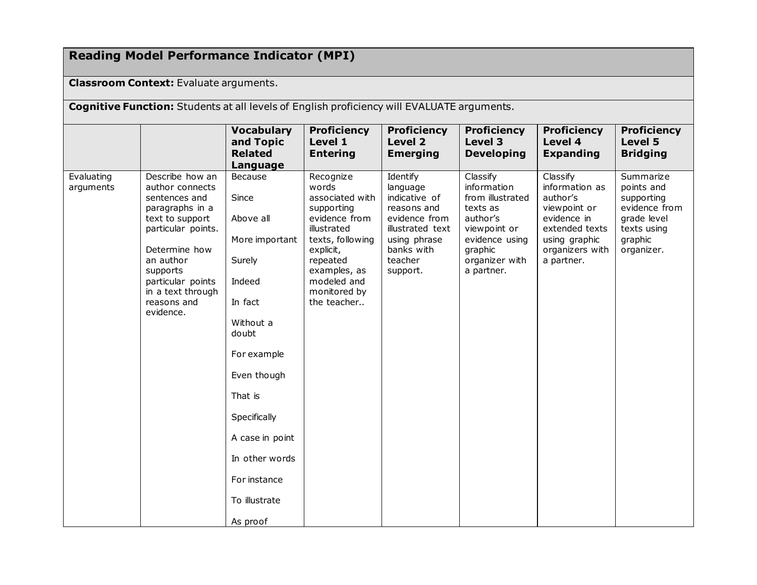| **Reading Model Performance Indicator (MPI)** | | | | | | | |
|---|---|---|---|---|---|---|---|
| **Classroom Context:** Evaluate arguments. | | | | | | | |
| **Cognitive Function:** Students at all levels of English proficiency will EVALUATE arguments. | | | | | | | |
| | | **Vocabulary and Topic Related Language** | **Proficiency Level 1 Entering** | **Proficiency Level 2 Emerging** | **Proficiency Level 3 Developing** | **Proficiency Level 4 Expanding** | **Proficiency Level 5 Bridging** |
| Evaluating arguments | Describe how an author connects sentences and paragraphs in a text to support particular points.<br><br>Determine how an author supports particular points in a text through reasons and evidence. | Because<br><br>Since<br><br>Above all<br><br>More important<br><br>Surely<br><br>Indeed<br><br>In fact<br><br>Without a doubt<br><br>For example<br><br>Even though<br><br>That is<br><br>Specifically<br><br>A case in point<br><br>In other words<br><br>For instance<br><br>To illustrate<br><br>As proof | Recognize words associated with supporting evidence from illustrated texts, following explicit, repeated examples, as modeled and monitored by the teacher.. | Identify language indicative of reasons and evidence from illustrated text using phrase banks with teacher support. | Classify information from illustrated texts as author's viewpoint or evidence using graphic organizer with a partner. | Classify information as author's viewpoint or evidence in extended texts using graphic organizers with a partner. | Summarize points and supporting evidence from grade level texts using graphic organizer. |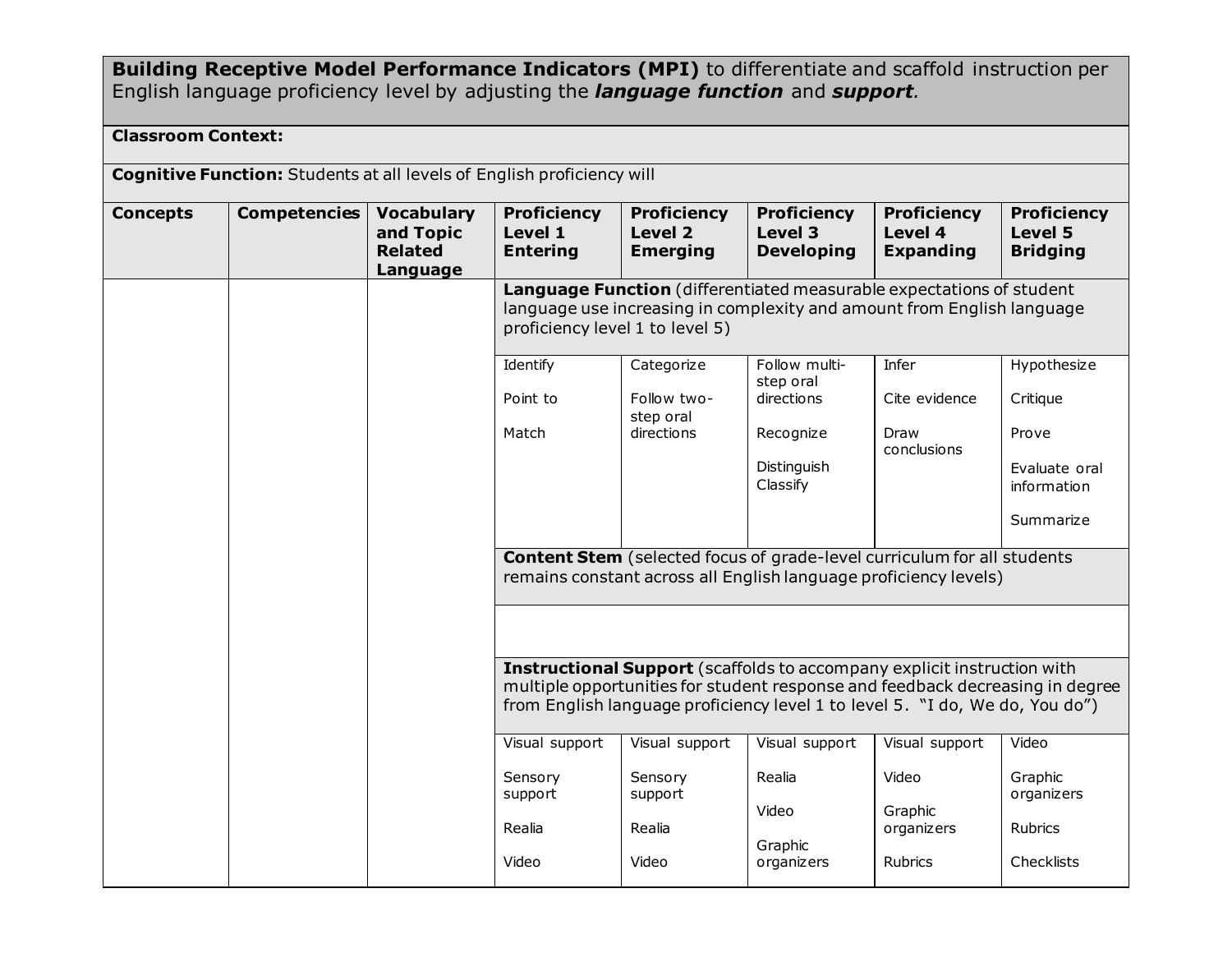| **Building Receptive Model Performance Indicators (MPI)** to differentiate and scaffold instruction per English language proficiency level by adjusting the ***language function*** and ***support***. | | | | | | | |
|---|---|---|---|---|---|---|---|
| **Classroom Context:** | | | | | | | |
| **Cognitive Function:** Students at all levels of English proficiency will | | | | | | | |
| **Concepts** | **Competencies** | **Vocabulary and Topic Related Language** | **Proficiency Level 1 Entering** | **Proficiency Level 2 Emerging** | **Proficiency Level 3 Developing** | **Proficiency Level 4 Expanding** | **Proficiency Level 5 Bridging** |
| | | | **Language Function** (differentiated measurable expectations of student language use increasing in complexity and amount from English language proficiency level 1 to level 5) | | | | |
| | | | Identify<br><br>Point to<br><br>Match | Categorize<br><br>Follow two-step oral directions | Follow multi-step oral directions<br><br>Recognize<br><br>Distinguish Classify | Infer<br><br>Cite evidence<br><br>Draw conclusions | Hypothesize<br><br>Critique<br><br>Prove<br><br>Evaluate oral information<br><br>Summarize |
| | | | **Content Stem** (selected focus of grade-level curriculum for all students remains constant across all English language proficiency levels) | | | | |
| | | | | | | | |
| | | | **Instructional Support** (scaffolds to accompany explicit instruction with multiple opportunities for student response and feedback decreasing in degree from English language proficiency level 1 to level 5. "I do, We do, You do") | | | | |
| | | | Visual support<br><br>Sensory support<br><br>Realia<br><br>Video | Visual support<br><br>Sensory support<br><br>Realia<br><br>Video | Visual support<br><br>Realia<br><br>Video<br><br>Graphic organizers | Visual support<br><br>Video<br><br>Graphic organizers<br><br>Rubrics | Video<br><br>Graphic organizers<br><br>Rubrics<br><br>Checklists |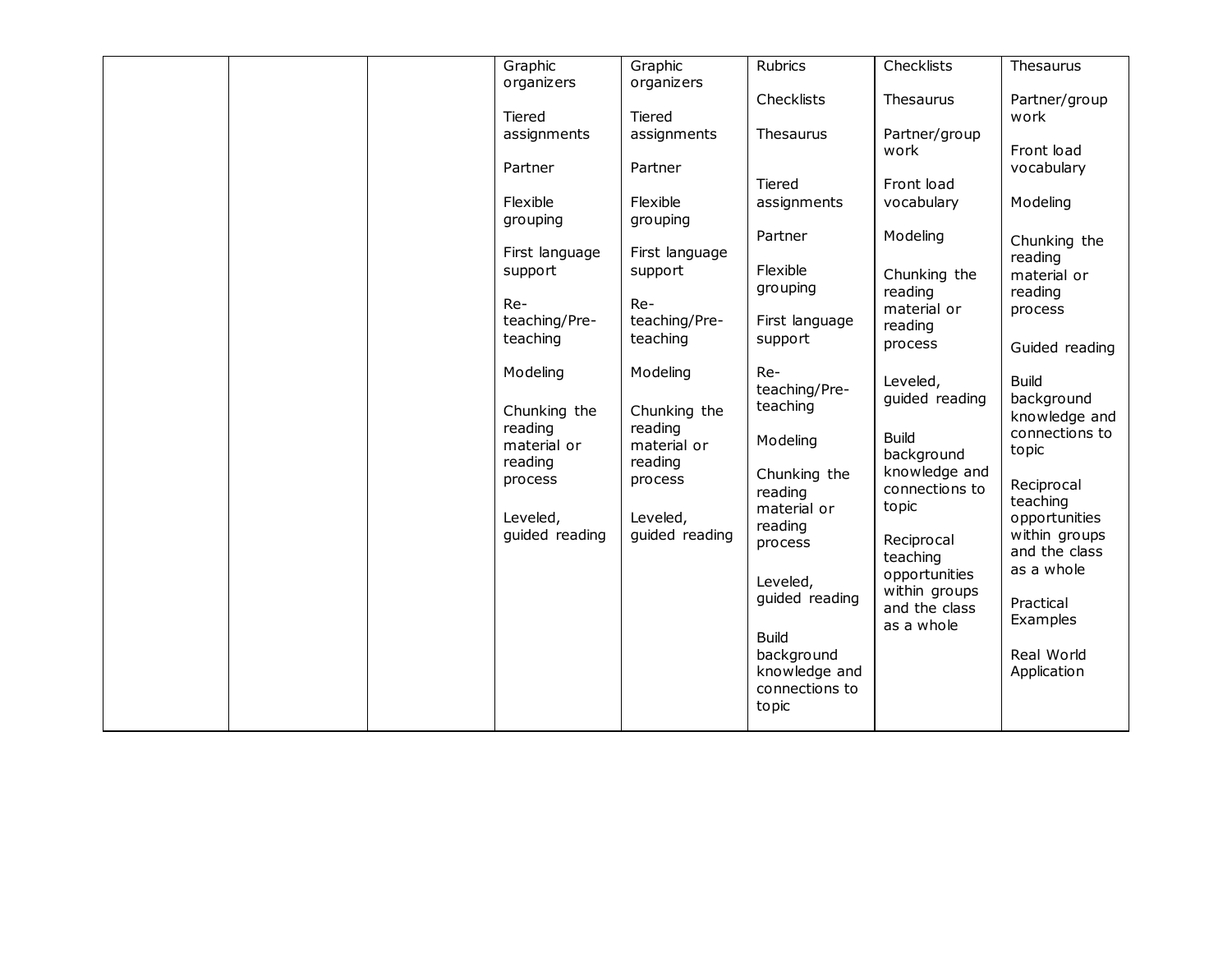| | | | | | | | |
|---|---|---|---|---|---|---|---|
| | | | Graphic organizers<br><br>Tiered assignments<br><br>Partner<br><br>Flexible grouping<br><br>First language support<br><br>Re-teaching/Pre-teaching<br><br>Modeling<br><br>Chunking the reading material or reading process<br><br>Leveled, guided reading | Graphic organizers<br><br>Tiered assignments<br><br>Partner<br><br>Flexible grouping<br><br>First language support<br><br>Re-teaching/Pre-teaching<br><br>Modeling<br><br>Chunking the reading material or reading process<br><br>Leveled, guided reading | Rubrics<br><br>Checklists<br><br>Thesaurus<br><br>Tiered assignments<br><br>Partner<br><br>Flexible grouping<br><br>First language support<br><br>Re-teaching/Pre-teaching<br><br>Modeling<br><br>Chunking the reading material or reading process<br><br>Leveled, guided reading<br><br>Build background knowledge and connections to topic | Checklists<br><br>Thesaurus<br><br>Partner/group work<br><br>Front load vocabulary<br><br>Modeling<br><br>Chunking the reading material or reading process<br><br>Leveled, guided reading<br><br>Build background knowledge and connections to topic<br><br>Reciprocal teaching opportunities within groups and the class as a whole | Thesaurus<br><br>Partner/group work<br><br>Front load vocabulary<br><br>Modeling<br><br>Chunking the reading material or reading process<br><br>Guided reading<br><br>Build background knowledge and connections to topic<br><br>Reciprocal teaching opportunities within groups and the class as a whole<br><br>Practical Examples<br><br>Real World Application |